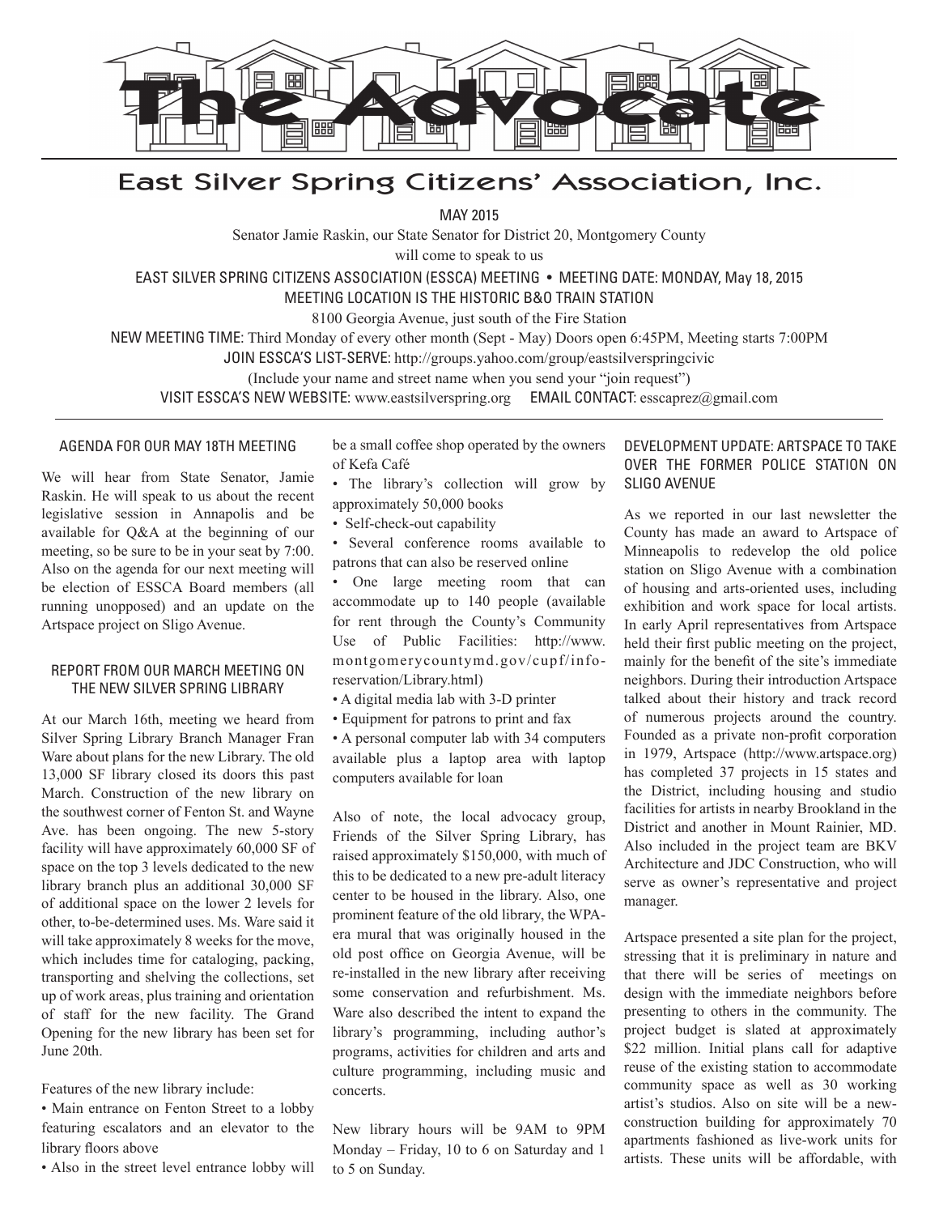# The Advocate

## East Silver Spring Citizens' Association, Inc.

MAY 2015

Senator Jamie Raskin, our State Senator for District 20, Montgomery County will come to speak to us

EAST SILVER SPRING CITIZENS ASSOCIATION (ESSCA) MEETING • MEETING DATE: MONDAY, May 18, 2015

MEETING LOCATION IS THE HISTORIC B&O TRAIN STATION

8100 Georgia Avenue, just south of the Fire Station

NEW MEETING TIME: Third Monday of every other month (Sept - May) Doors open 6:45PM, Meeting starts 7:00PM

JOIN ESSCA'S LIST-SERVE: http://groups.yahoo.com/group/eastsilverspringcivic

(Include your name and street name when you send your "join request")

VISIT ESSCA'S NEW WEBSITE: www.eastsilverspring.org EMAIL CONTACT: esscaprez@gmail.com

---

### AGENDA FOR OUR MAY 18TH MEETING

We will hear from State Senator, Jamie Raskin. He will speak to us about the recent legislative session in Annapolis and be available for Q&A at the beginning of our meeting, so be sure to be in your seat by 7:00. Also on the agenda for our next meeting will be election of ESSCA Board members (all running unopposed) and an update on the Artspace project on Sligo Avenue.

### REPORT FROM OUR MARCH MEETING ON THE NEW SILVER SPRING LIBRARY

At our March 16th, meeting we heard from Silver Spring Library Branch Manager Fran Ware about plans for the new Library. The old 13,000 SF library closed its doors this past March. Construction of the new library on the southwest corner of Fenton St. and Wayne Ave. has been ongoing. The new 5-story facility will have approximately 60,000 SF of space on the top 3 levels dedicated to the new library branch plus an additional 30,000 SF of additional space on the lower 2 levels for other, to-be-determined uses. Ms. Ware said it will take approximately 8 weeks for the move, which includes time for cataloging, packing, transporting and shelving the collections, set up of work areas, plus training and orientation of staff for the new facility. The Grand Opening for the new library has been set for June 20th.

Features of the new library include:

- Main entrance on Fenton Street to a lobby featuring escalators and an elevator to the library floors above
- Also in the street level entrance lobby will be a small coffee shop operated by the owners of Kefa Café
- The library's collection will grow by approximately 50,000 books
- Self-check-out capability
- Several conference rooms available to patrons that can also be reserved online
- One large meeting room that can accommodate up to 140 people (available for rent through the County's Community Use of Public Facilities: http://www.montgomerycountymd.gov/cupf/info-reservation/Library.html)
- A digital media lab with 3-D printer
- Equipment for patrons to print and fax
- A personal computer lab with 34 computers available plus a laptop area with laptop computers available for loan

Also of note, the local advocacy group, Friends of the Silver Spring Library, has raised approximately $150,000, with much of this to be dedicated to a new pre-adult literacy center to be housed in the library. Also, one prominent feature of the old library, the WPA-era mural that was originally housed in the old post office on Georgia Avenue, will be re-installed in the new library after receiving some conservation and refurbishment. Ms. Ware also described the intent to expand the library's programming, including author's programs, activities for children and arts and culture programming, including music and concerts.

New library hours will be 9AM to 9PM Monday – Friday, 10 to 6 on Saturday and 1 to 5 on Sunday.

### DEVELOPMENT UPDATE: ARTSPACE TO TAKE OVER THE FORMER POLICE STATION ON SLIGO AVENUE

As we reported in our last newsletter the County has made an award to Artspace of Minneapolis to redevelop the old police station on Sligo Avenue with a combination of housing and arts-oriented uses, including exhibition and work space for local artists. In early April representatives from Artspace held their first public meeting on the project, mainly for the benefit of the site's immediate neighbors. During their introduction Artspace talked about their history and track record of numerous projects around the country. Founded as a private non-profit corporation in 1979, Artspace (http://www.artspace.org) has completed 37 projects in 15 states and the District, including housing and studio facilities for artists in nearby Brookland in the District and another in Mount Rainier, MD. Also included in the project team are BKV Architecture and JDC Construction, who will serve as owner's representative and project manager.

Artspace presented a site plan for the project, stressing that it is preliminary in nature and that there will be series of meetings on design with the immediate neighbors before presenting to others in the community. The project budget is slated at approximately $22 million. Initial plans call for adaptive reuse of the existing station to accommodate community space as well as 30 working artist's studios. Also on site will be a new-construction building for approximately 70 apartments fashioned as live-work units for artists. These units will be affordable, with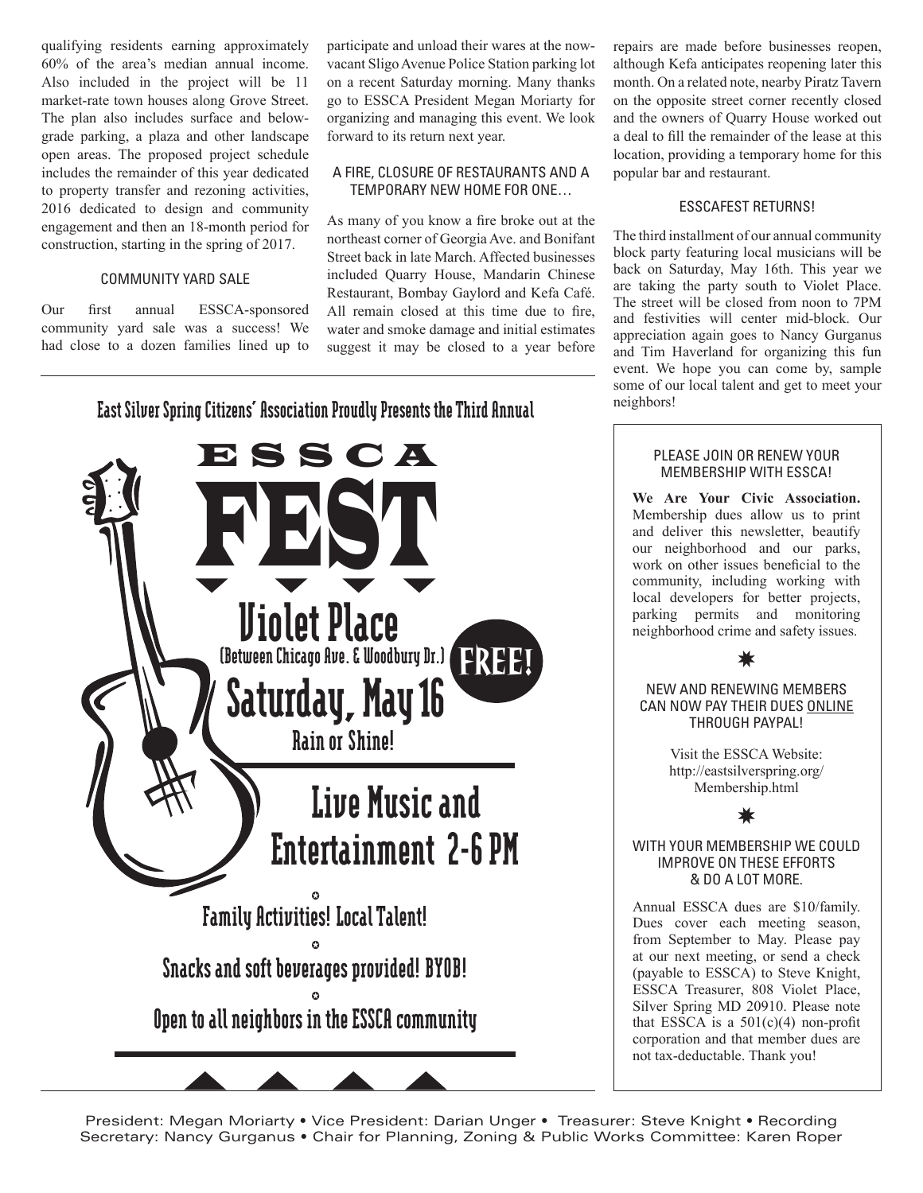qualifying residents earning approximately 60% of the area's median annual income. Also included in the project will be 11 market-rate town houses along Grove Street. The plan also includes surface and below-grade parking, a plaza and other landscape open areas. The proposed project schedule includes the remainder of this year dedicated to property transfer and rezoning activities, 2016 dedicated to design and community engagement and then an 18-month period for construction, starting in the spring of 2017.

### COMMUNITY YARD SALE

Our first annual ESSCA-sponsored community yard sale was a success! We had close to a dozen families lined up to participate and unload their wares at the now-vacant Sligo Avenue Police Station parking lot on a recent Saturday morning. Many thanks go to ESSCA President Megan Moriarty for organizing and managing this event. We look forward to its return next year.

### A FIRE, CLOSURE OF RESTAURANTS AND A TEMPORARY NEW HOME FOR ONE…

As many of you know a fire broke out at the northeast corner of Georgia Ave. and Bonifant Street back in late March. Affected businesses included Quarry House, Mandarin Chinese Restaurant, Bombay Gaylord and Kefa Café. All remain closed at this time due to fire, water and smoke damage and initial estimates suggest it may be closed to a year before repairs are made before businesses reopen, although Kefa anticipates reopening later this month. On a related note, nearby Piratz Tavern on the opposite street corner recently closed and the owners of Quarry House worked out a deal to fill the remainder of the lease at this location, providing a temporary home for this popular bar and restaurant.

### ESSCAFEST RETURNS!

The third installment of our annual community block party featuring local musicians will be back on Saturday, May 16th. This year we are taking the party south to Violet Place. The street will be closed from noon to 7PM and festivities will center mid-block. Our appreciation again goes to Nancy Gurganus and Tim Haverland for organizing this fun event. We hope you can come by, sample some of our local talent and get to meet your neighbors!

East Silver Spring Citizens' Association Proudly Presents the Third Annual

# ESSCA FEST

Violet Place
(Between Chicago Ave. & Woodbury Dr.)

FREE!

Saturday, May 16

Rain or Shine!

Live Music and Entertainment 2-6 PM

Family Activities! Local Talent!

Snacks and soft beverages provided! BYOB!

Open to all neighbors in the ESSCA community

### PLEASE JOIN OR RENEW YOUR MEMBERSHIP WITH ESSCA!

**We Are Your Civic Association.** Membership dues allow us to print and deliver this newsletter, beautify our neighborhood and our parks, work on other issues beneficial to the community, including working with local developers for better projects, parking permits and monitoring neighborhood crime and safety issues.

NEW AND RENEWING MEMBERS CAN NOW PAY THEIR DUES ONLINE THROUGH PAYPAL!

Visit the ESSCA Website:
http://eastsilverspring.org/Membership.html

WITH YOUR MEMBERSHIP WE COULD IMPROVE ON THESE EFFORTS & DO A LOT MORE.

Annual ESSCA dues are $10/family. Dues cover each meeting season, from September to May. Please pay at our next meeting, or send a check (payable to ESSCA) to Steve Knight, ESSCA Treasurer, 808 Violet Place, Silver Spring MD 20910. Please note that ESSCA is a 501(c)(4) non-profit corporation and that member dues are not tax-deductable. Thank you!

President: Megan Moriarty • Vice President: Darian Unger • Treasurer: Steve Knight • Recording Secretary: Nancy Gurganus • Chair for Planning, Zoning & Public Works Committee: Karen Roper